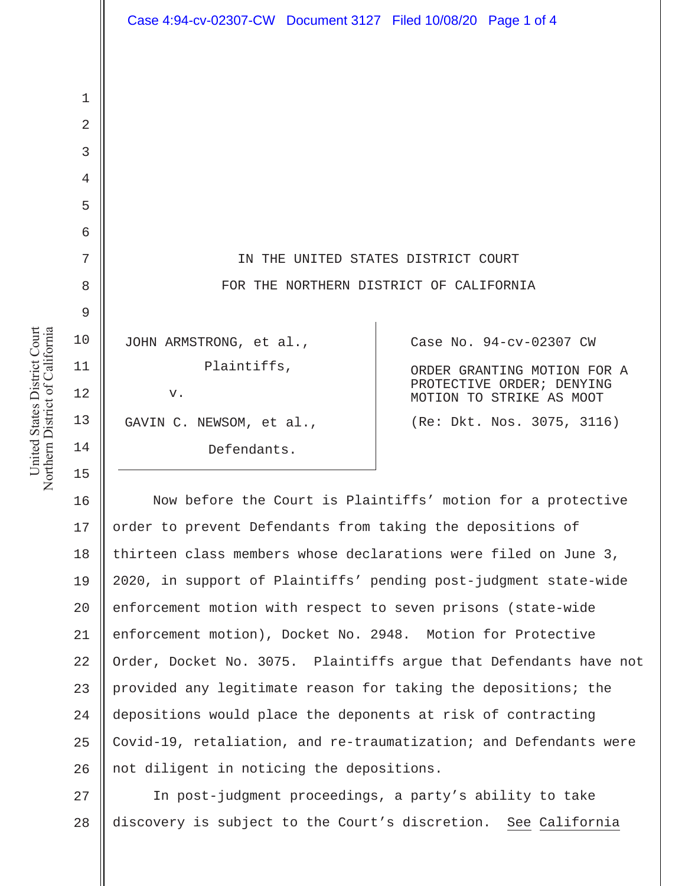IN THE UNITED STATES DISTRICT COURT

FOR THE NORTHERN DISTRICT OF CALIFORNIA

| | |
|---|---|
| JOHN ARMSTRONG, et al., Plaintiffs, v. GAVIN C. NEWSOM, et al., Defendants. | Case No. 94-cv-02307 CW **ORDER GRANTING MOTION FOR A PROTECTIVE ORDER; DENYING MOTION TO STRIKE AS MOOT** (Re: Dkt. Nos. 3075, 3116) |

Now before the Court is Plaintiffs' motion for a protective order to prevent Defendants from taking the depositions of thirteen class members whose declarations were filed on June 3, 2020, in support of Plaintiffs' pending post-judgment state-wide enforcement motion with respect to seven prisons (state-wide enforcement motion), Docket No. 2948. Motion for Protective Order, Docket No. 3075. Plaintiffs argue that Defendants have not provided any legitimate reason for taking the depositions; the depositions would place the deponents at risk of contracting Covid-19, retaliation, and re-traumatization; and Defendants were not diligent in noticing the depositions.

In post-judgment proceedings, a party's ability to take discovery is subject to the Court's discretion. See California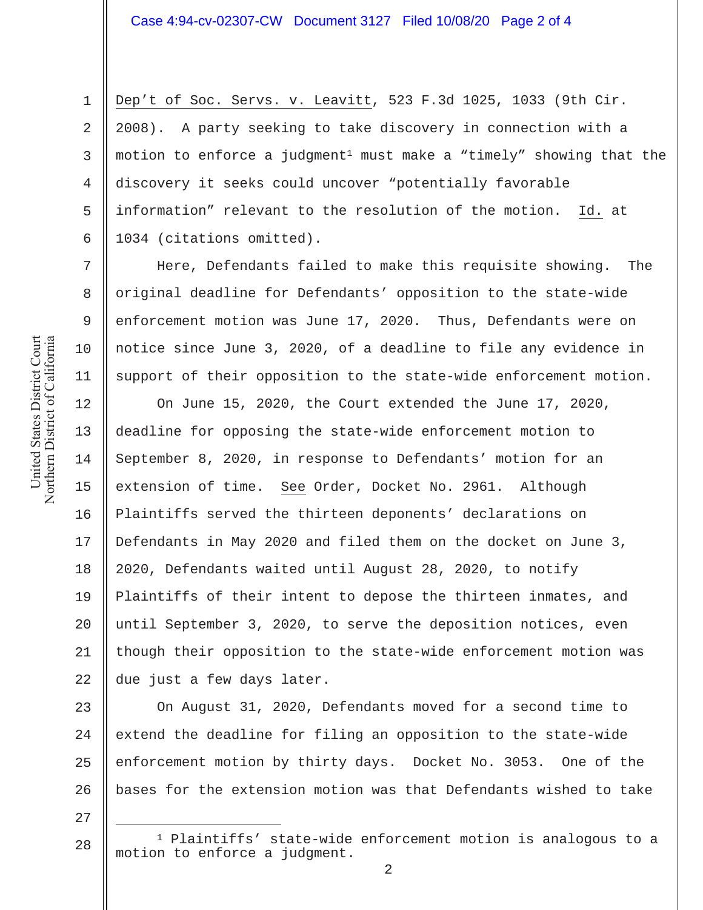Dep't of Soc. Servs. v. Leavitt, 523 F.3d 1025, 1033 (9th Cir. 2008). A party seeking to take discovery in connection with a motion to enforce a judgment[1] must make a "timely" showing that the discovery it seeks could uncover "potentially favorable information" relevant to the resolution of the motion. Id. at 1034 (citations omitted).

Here, Defendants failed to make this requisite showing. The original deadline for Defendants' opposition to the state-wide enforcement motion was June 17, 2020. Thus, Defendants were on notice since June 3, 2020, of a deadline to file any evidence in support of their opposition to the state-wide enforcement motion.

On June 15, 2020, the Court extended the June 17, 2020, deadline for opposing the state-wide enforcement motion to September 8, 2020, in response to Defendants' motion for an extension of time. See Order, Docket No. 2961. Although Plaintiffs served the thirteen deponents' declarations on Defendants in May 2020 and filed them on the docket on June 3, 2020, Defendants waited until August 28, 2020, to notify Plaintiffs of their intent to depose the thirteen inmates, and until September 3, 2020, to serve the deposition notices, even though their opposition to the state-wide enforcement motion was due just a few days later.

On August 31, 2020, Defendants moved for a second time to extend the deadline for filing an opposition to the state-wide enforcement motion by thirty days. Docket No. 3053. One of the bases for the extension motion was that Defendants wished to take

---

[1] Plaintiffs' state-wide enforcement motion is analogous to a motion to enforce a judgment.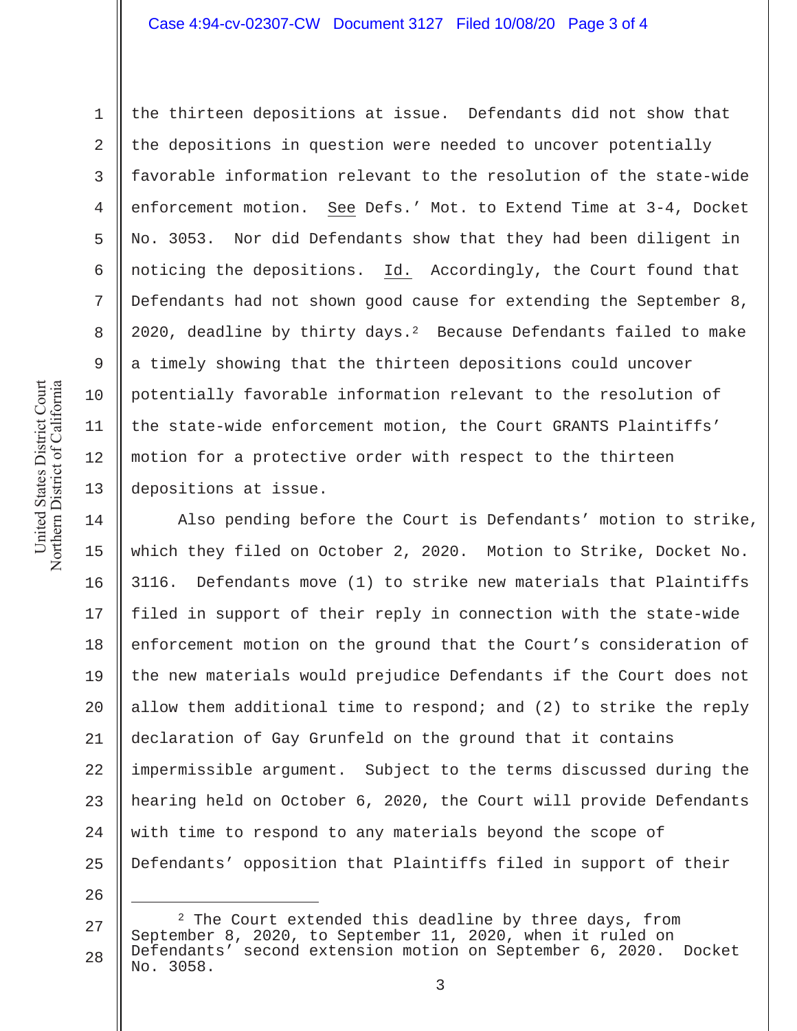the thirteen depositions at issue. Defendants did not show that the depositions in question were needed to uncover potentially favorable information relevant to the resolution of the state-wide enforcement motion. See Defs.' Mot. to Extend Time at 3-4, Docket No. 3053. Nor did Defendants show that they had been diligent in noticing the depositions. Id. Accordingly, the Court found that Defendants had not shown good cause for extending the September 8, 2020, deadline by thirty days.[2] Because Defendants failed to make a timely showing that the thirteen depositions could uncover potentially favorable information relevant to the resolution of the state-wide enforcement motion, the Court GRANTS Plaintiffs' motion for a protective order with respect to the thirteen depositions at issue.

Also pending before the Court is Defendants' motion to strike, which they filed on October 2, 2020. Motion to Strike, Docket No. 3116. Defendants move (1) to strike new materials that Plaintiffs filed in support of their reply in connection with the state-wide enforcement motion on the ground that the Court's consideration of the new materials would prejudice Defendants if the Court does not allow them additional time to respond; and (2) to strike the reply declaration of Gay Grunfeld on the ground that it contains impermissible argument. Subject to the terms discussed during the hearing held on October 6, 2020, the Court will provide Defendants with time to respond to any materials beyond the scope of Defendants' opposition that Plaintiffs filed in support of their

---

[2] The Court extended this deadline by three days, from September 8, 2020, to September 11, 2020, when it ruled on Defendants' second extension motion on September 6, 2020. Docket No. 3058.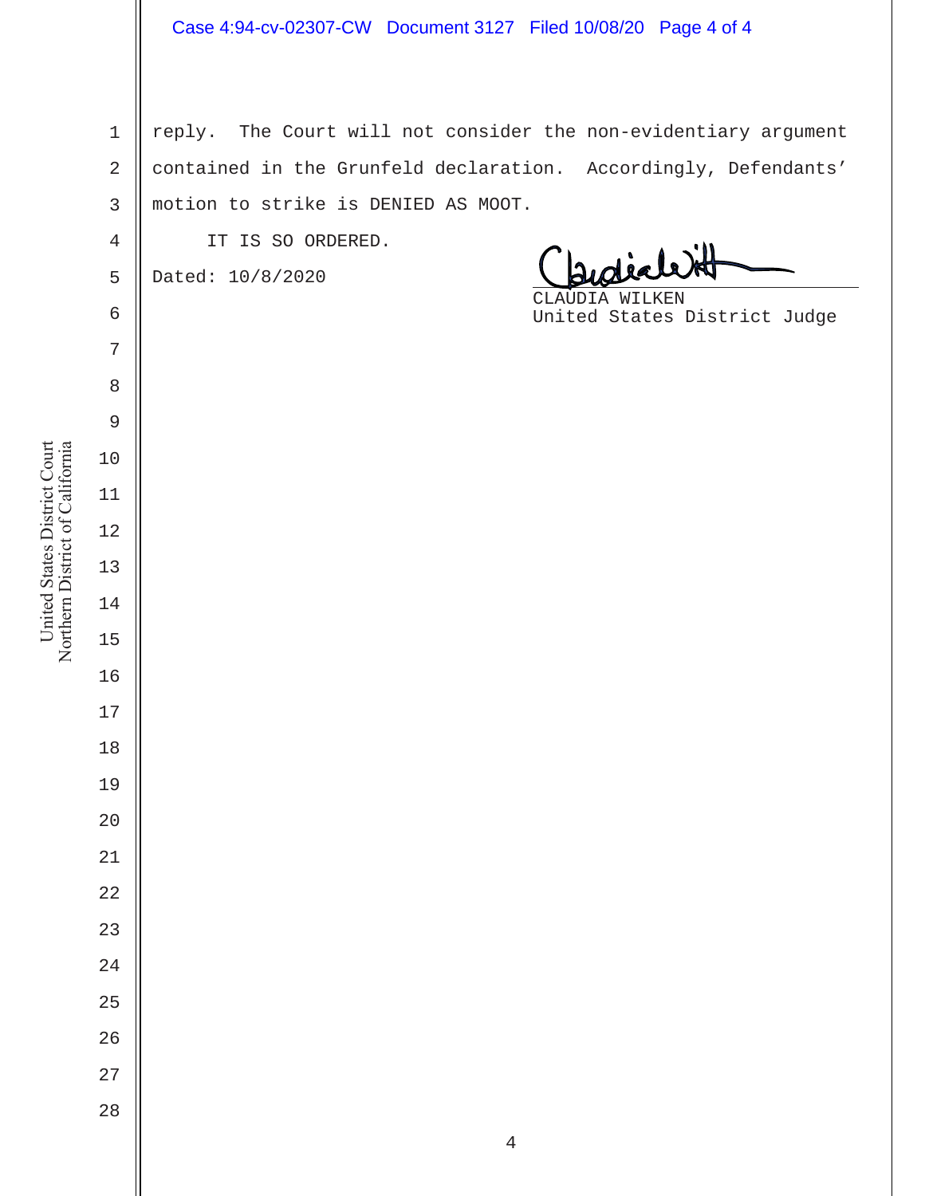reply. The Court will not consider the non-evidentiary argument contained in the Grunfeld declaration. Accordingly, Defendants' motion to strike is DENIED AS MOOT.

IT IS SO ORDERED.

Dated: 10/8/2020

CLAUDIA WILKEN
United States District Judge